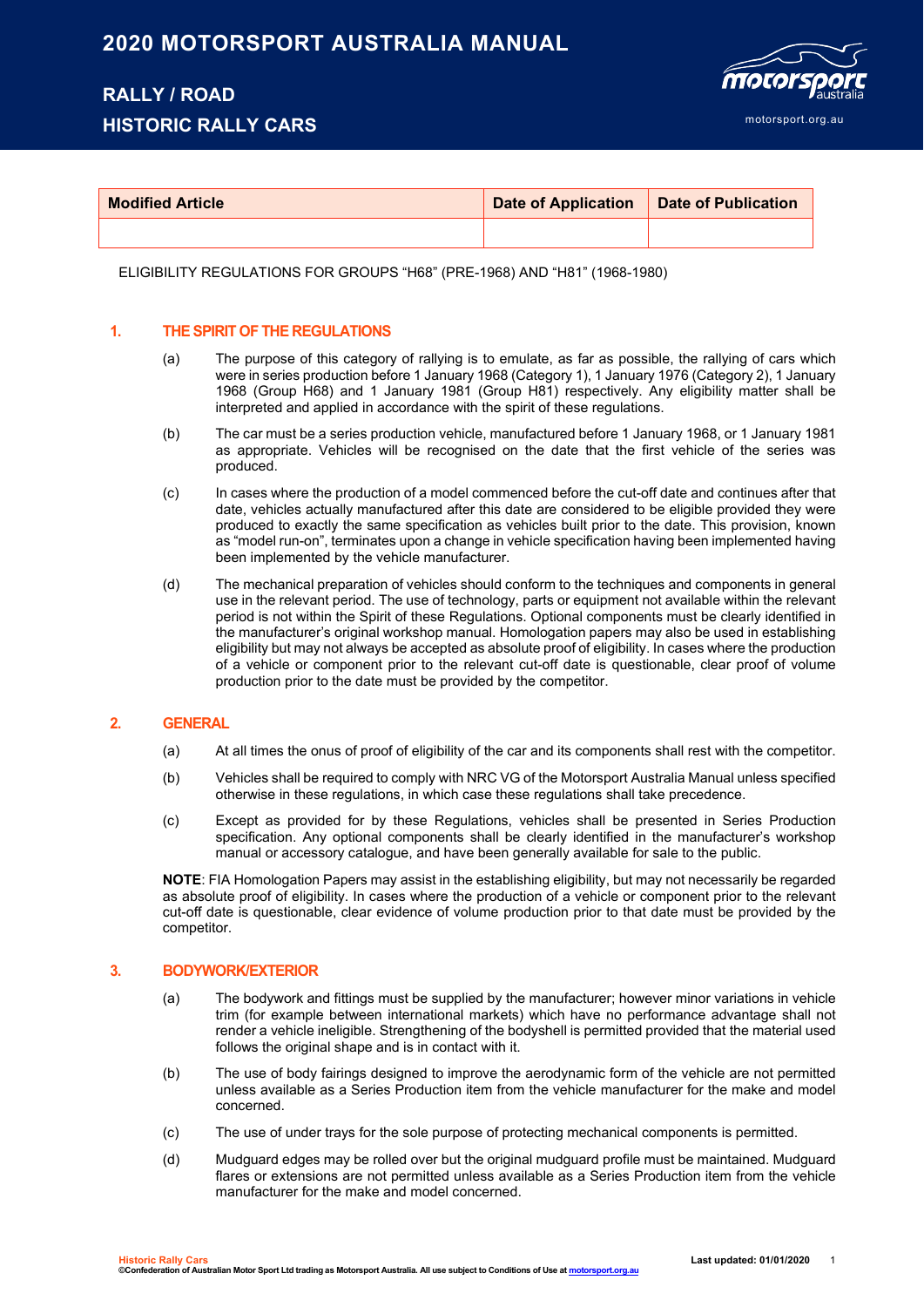# 2020 MOTORSPORT AUSTRALIA MANUAL

## RALLY / ROAD

## HISTORIC RALLY CARS

| Modified Article | Date of Application | Date of Publication |
|---|---|---|
| | | |

ELIGIBILITY REGULATIONS FOR GROUPS "H68" (PRE-1968) AND "H81" (1968-1980)

### 1. THE SPIRIT OF THE REGULATIONS

(a) The purpose of this category of rallying is to emulate, as far as possible, the rallying of cars which were in series production before 1 January 1968 (Category 1), 1 January 1976 (Category 2), 1 January 1968 (Group H68) and 1 January 1981 (Group H81) respectively. Any eligibility matter shall be interpreted and applied in accordance with the spirit of these regulations.

(b) The car must be a series production vehicle, manufactured before 1 January 1968, or 1 January 1981 as appropriate. Vehicles will be recognised on the date that the first vehicle of the series was produced.

(c) In cases where the production of a model commenced before the cut-off date and continues after that date, vehicles actually manufactured after this date are considered to be eligible provided they were produced to exactly the same specification as vehicles built prior to the date. This provision, known as "model run-on", terminates upon a change in vehicle specification having been implemented having been implemented by the vehicle manufacturer.

(d) The mechanical preparation of vehicles should conform to the techniques and components in general use in the relevant period. The use of technology, parts or equipment not available within the relevant period is not within the Spirit of these Regulations. Optional components must be clearly identified in the manufacturer's original workshop manual. Homologation papers may also be used in establishing eligibility but may not always be accepted as absolute proof of eligibility. In cases where the production of a vehicle or component prior to the relevant cut-off date is questionable, clear proof of volume production prior to the date must be provided by the competitor.

### 2. GENERAL

(a) At all times the onus of proof of eligibility of the car and its components shall rest with the competitor.

(b) Vehicles shall be required to comply with NRC VG of the Motorsport Australia Manual unless specified otherwise in these regulations, in which case these regulations shall take precedence.

(c) Except as provided for by these Regulations, vehicles shall be presented in Series Production specification. Any optional components shall be clearly identified in the manufacturer's workshop manual or accessory catalogue, and have been generally available for sale to the public.

**NOTE**: FIA Homologation Papers may assist in the establishing eligibility, but may not necessarily be regarded as absolute proof of eligibility. In cases where the production of a vehicle or component prior to the relevant cut-off date is questionable, clear evidence of volume production prior to that date must be provided by the competitor.

### 3. BODYWORK/EXTERIOR

(a) The bodywork and fittings must be supplied by the manufacturer; however minor variations in vehicle trim (for example between international markets) which have no performance advantage shall not render a vehicle ineligible. Strengthening of the bodyshell is permitted provided that the material used follows the original shape and is in contact with it.

(b) The use of body fairings designed to improve the aerodynamic form of the vehicle are not permitted unless available as a Series Production item from the vehicle manufacturer for the make and model concerned.

(c) The use of under trays for the sole purpose of protecting mechanical components is permitted.

(d) Mudguard edges may be rolled over but the original mudguard profile must be maintained. Mudguard flares or extensions are not permitted unless available as a Series Production item from the vehicle manufacturer for the make and model concerned.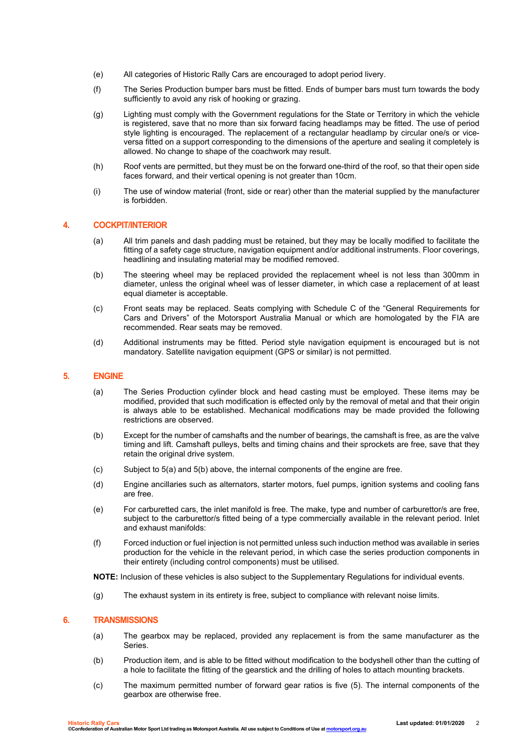(e) All categories of Historic Rally Cars are encouraged to adopt period livery.

(f) The Series Production bumper bars must be fitted. Ends of bumper bars must turn towards the body sufficiently to avoid any risk of hooking or grazing.

(g) Lighting must comply with the Government regulations for the State or Territory in which the vehicle is registered, save that no more than six forward facing headlamps may be fitted. The use of period style lighting is encouraged. The replacement of a rectangular headlamp by circular one/s or vice-versa fitted on a support corresponding to the dimensions of the aperture and sealing it completely is allowed. No change to shape of the coachwork may result.

(h) Roof vents are permitted, but they must be on the forward one-third of the roof, so that their open side faces forward, and their vertical opening is not greater than 10cm.

(i) The use of window material (front, side or rear) other than the material supplied by the manufacturer is forbidden.

## 4. COCKPIT/INTERIOR

(a) All trim panels and dash padding must be retained, but they may be locally modified to facilitate the fitting of a safety cage structure, navigation equipment and/or additional instruments. Floor coverings, headlining and insulating material may be modified removed.

(b) The steering wheel may be replaced provided the replacement wheel is not less than 300mm in diameter, unless the original wheel was of lesser diameter, in which case a replacement of at least equal diameter is acceptable.

(c) Front seats may be replaced. Seats complying with Schedule C of the "General Requirements for Cars and Drivers" of the Motorsport Australia Manual or which are homologated by the FIA are recommended. Rear seats may be removed.

(d) Additional instruments may be fitted. Period style navigation equipment is encouraged but is not mandatory. Satellite navigation equipment (GPS or similar) is not permitted.

## 5. ENGINE

(a) The Series Production cylinder block and head casting must be employed. These items may be modified, provided that such modification is effected only by the removal of metal and that their origin is always able to be established. Mechanical modifications may be made provided the following restrictions are observed.

(b) Except for the number of camshafts and the number of bearings, the camshaft is free, as are the valve timing and lift. Camshaft pulleys, belts and timing chains and their sprockets are free, save that they retain the original drive system.

(c) Subject to 5(a) and 5(b) above, the internal components of the engine are free.

(d) Engine ancillaries such as alternators, starter motors, fuel pumps, ignition systems and cooling fans are free.

(e) For carburetted cars, the inlet manifold is free. The make, type and number of carburettor/s are free, subject to the carburettor/s fitted being of a type commercially available in the relevant period. Inlet and exhaust manifolds:

(f) Forced induction or fuel injection is not permitted unless such induction method was available in series production for the vehicle in the relevant period, in which case the series production components in their entirety (including control components) must be utilised.

**NOTE:** Inclusion of these vehicles is also subject to the Supplementary Regulations for individual events.

(g) The exhaust system in its entirety is free, subject to compliance with relevant noise limits.

## 6. TRANSMISSIONS

(a) The gearbox may be replaced, provided any replacement is from the same manufacturer as the Series.

(b) Production item, and is able to be fitted without modification to the bodyshell other than the cutting of a hole to facilitate the fitting of the gearstick and the drilling of holes to attach mounting brackets.

(c) The maximum permitted number of forward gear ratios is five (5). The internal components of the gearbox are otherwise free.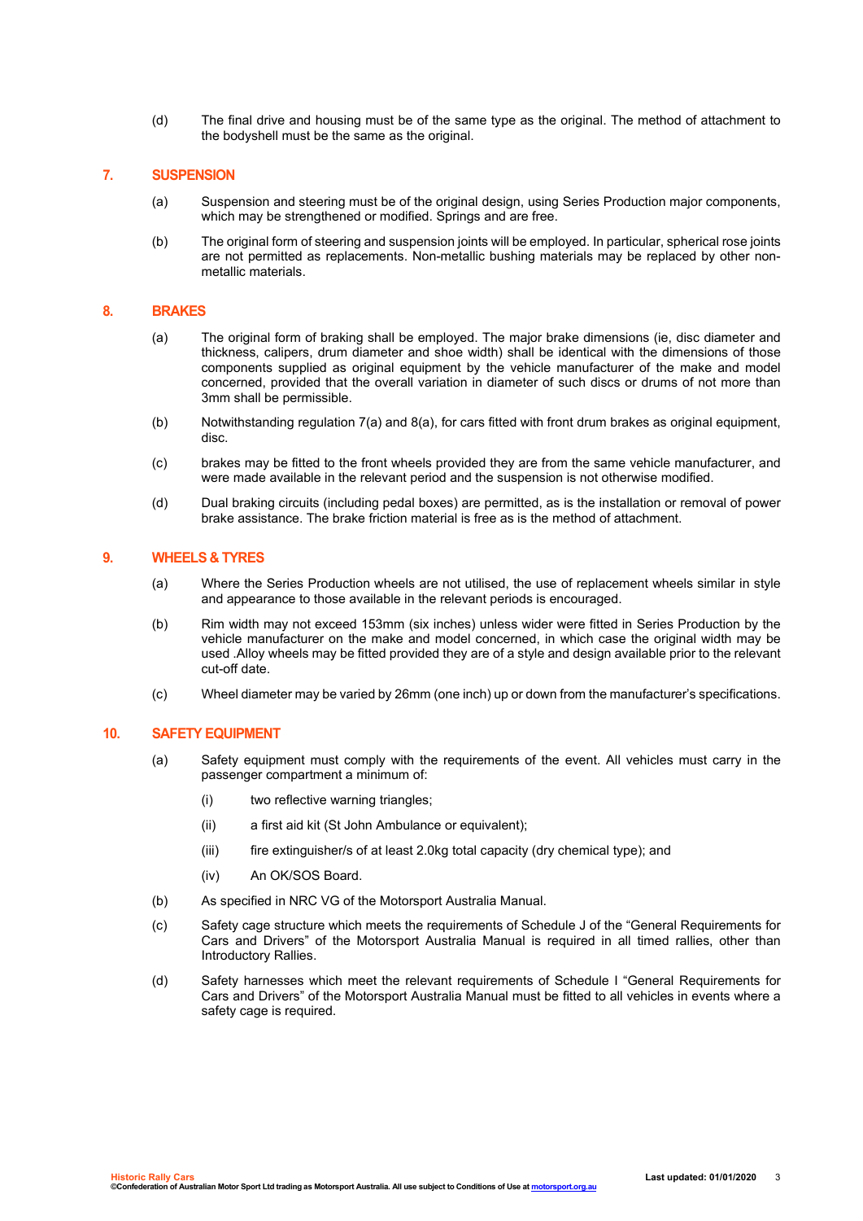(d) The final drive and housing must be of the same type as the original. The method of attachment to the bodyshell must be the same as the original.

## 7. SUSPENSION

(a) Suspension and steering must be of the original design, using Series Production major components, which may be strengthened or modified. Springs and are free.

(b) The original form of steering and suspension joints will be employed. In particular, spherical rose joints are not permitted as replacements. Non-metallic bushing materials may be replaced by other non-metallic materials.

## 8. BRAKES

(a) The original form of braking shall be employed. The major brake dimensions (ie, disc diameter and thickness, calipers, drum diameter and shoe width) shall be identical with the dimensions of those components supplied as original equipment by the vehicle manufacturer of the make and model concerned, provided that the overall variation in diameter of such discs or drums of not more than 3mm shall be permissible.

(b) Notwithstanding regulation 7(a) and 8(a), for cars fitted with front drum brakes as original equipment, disc.

(c) brakes may be fitted to the front wheels provided they are from the same vehicle manufacturer, and were made available in the relevant period and the suspension is not otherwise modified.

(d) Dual braking circuits (including pedal boxes) are permitted, as is the installation or removal of power brake assistance. The brake friction material is free as is the method of attachment.

## 9. WHEELS & TYRES

(a) Where the Series Production wheels are not utilised, the use of replacement wheels similar in style and appearance to those available in the relevant periods is encouraged.

(b) Rim width may not exceed 153mm (six inches) unless wider were fitted in Series Production by the vehicle manufacturer on the make and model concerned, in which case the original width may be used .Alloy wheels may be fitted provided they are of a style and design available prior to the relevant cut-off date.

(c) Wheel diameter may be varied by 26mm (one inch) up or down from the manufacturer's specifications.

## 10. SAFETY EQUIPMENT

(a) Safety equipment must comply with the requirements of the event. All vehicles must carry in the passenger compartment a minimum of:

(i) two reflective warning triangles;

(ii) a first aid kit (St John Ambulance or equivalent);

(iii) fire extinguisher/s of at least 2.0kg total capacity (dry chemical type); and

(iv) An OK/SOS Board.

(b) As specified in NRC VG of the Motorsport Australia Manual.

(c) Safety cage structure which meets the requirements of Schedule J of the "General Requirements for Cars and Drivers" of the Motorsport Australia Manual is required in all timed rallies, other than Introductory Rallies.

(d) Safety harnesses which meet the relevant requirements of Schedule I "General Requirements for Cars and Drivers" of the Motorsport Australia Manual must be fitted to all vehicles in events where a safety cage is required.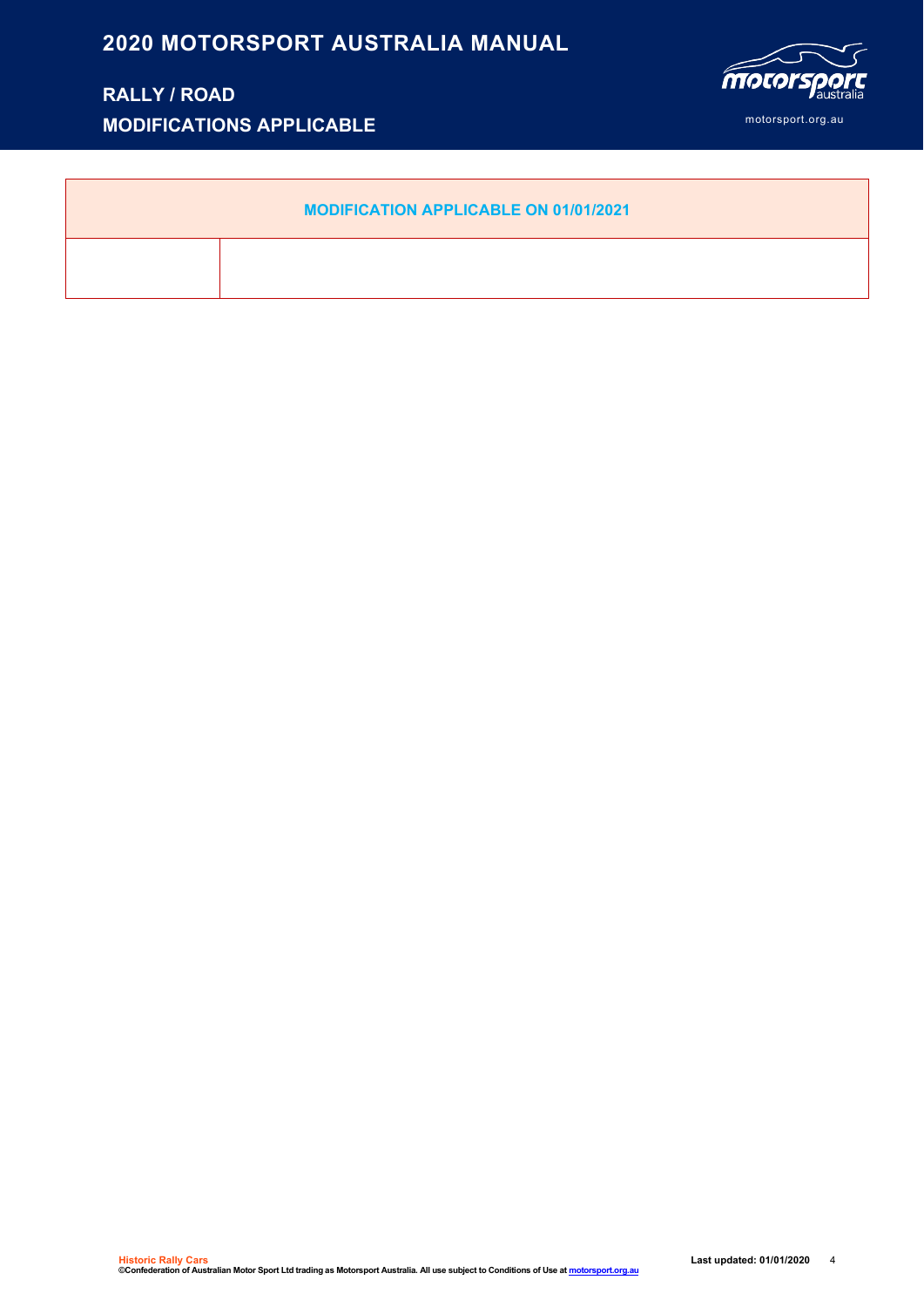| MODIFICATION APPLICABLE ON 01/01/2021 | |
| --- | --- |
| | |